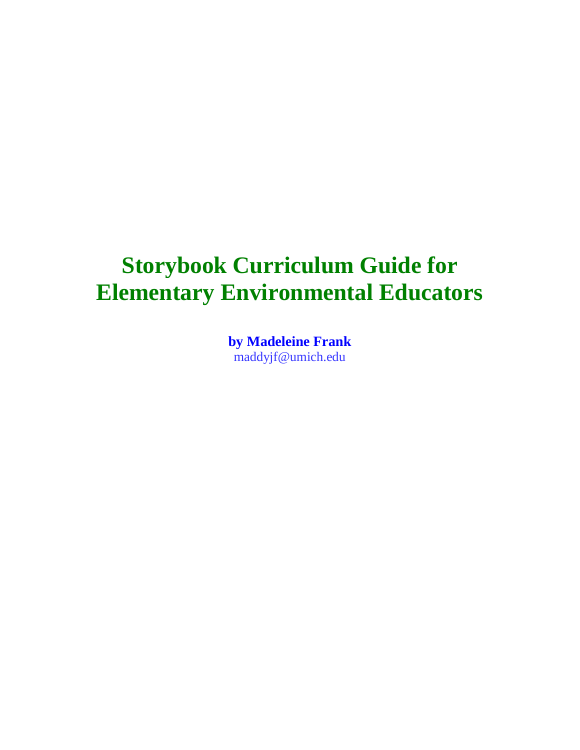# Storybook Curriculum Guide for Elementary Environmental Educators

**by Madeleine Frank**

maddyjf@umich.edu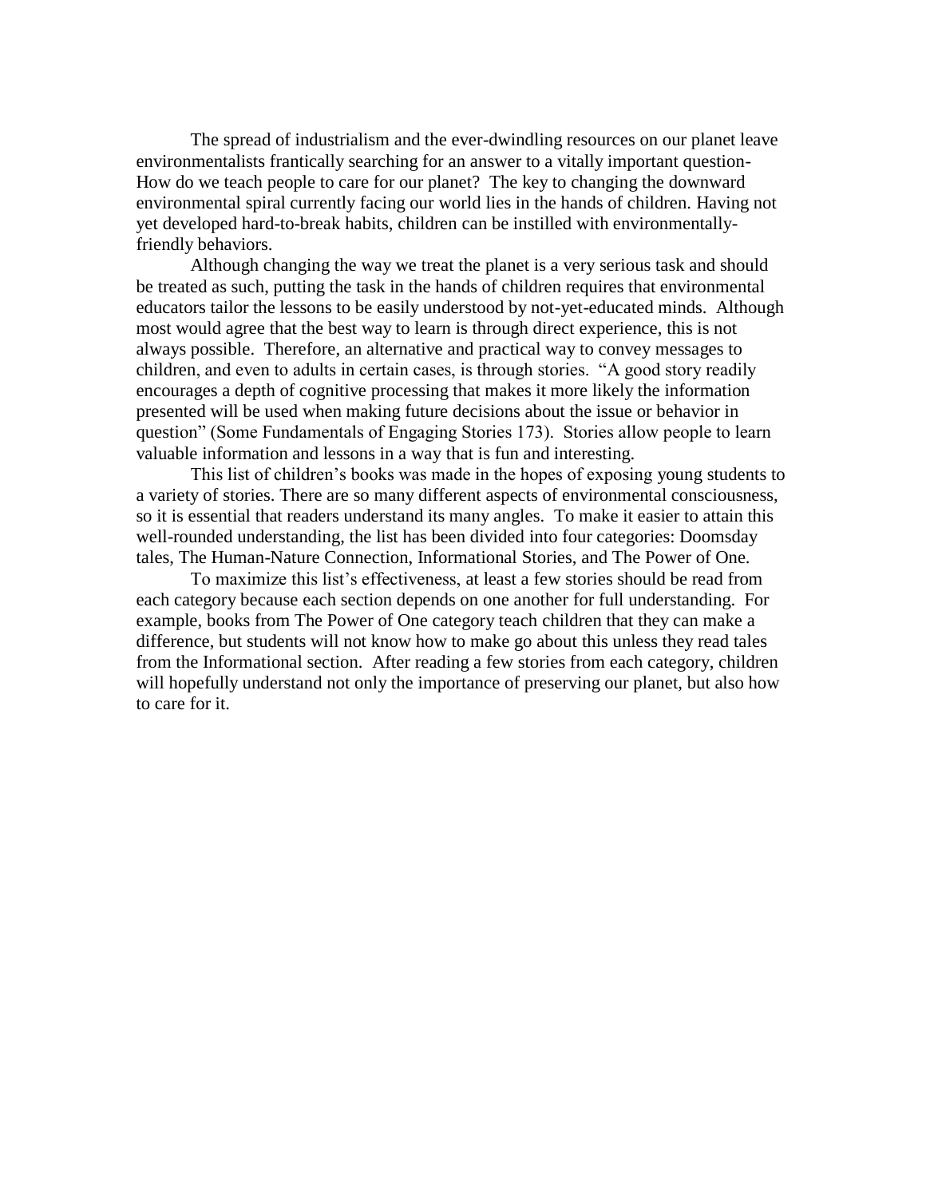The spread of industrialism and the ever-dwindling resources on our planet leave environmentalists frantically searching for an answer to a vitally important question- How do we teach people to care for our planet? The key to changing the downward environmental spiral currently facing our world lies in the hands of children. Having not yet developed hard-to-break habits, children can be instilled with environmentally-friendly behaviors.

Although changing the way we treat the planet is a very serious task and should be treated as such, putting the task in the hands of children requires that environmental educators tailor the lessons to be easily understood by not-yet-educated minds. Although most would agree that the best way to learn is through direct experience, this is not always possible. Therefore, an alternative and practical way to convey messages to children, and even to adults in certain cases, is through stories. "A good story readily encourages a depth of cognitive processing that makes it more likely the information presented will be used when making future decisions about the issue or behavior in question" (Some Fundamentals of Engaging Stories 173). Stories allow people to learn valuable information and lessons in a way that is fun and interesting.

This list of children's books was made in the hopes of exposing young students to a variety of stories. There are so many different aspects of environmental consciousness, so it is essential that readers understand its many angles. To make it easier to attain this well-rounded understanding, the list has been divided into four categories: Doomsday tales, The Human-Nature Connection, Informational Stories, and The Power of One.

To maximize this list's effectiveness, at least a few stories should be read from each category because each section depends on one another for full understanding. For example, books from The Power of One category teach children that they can make a difference, but students will not know how to make go about this unless they read tales from the Informational section. After reading a few stories from each category, children will hopefully understand not only the importance of preserving our planet, but also how to care for it.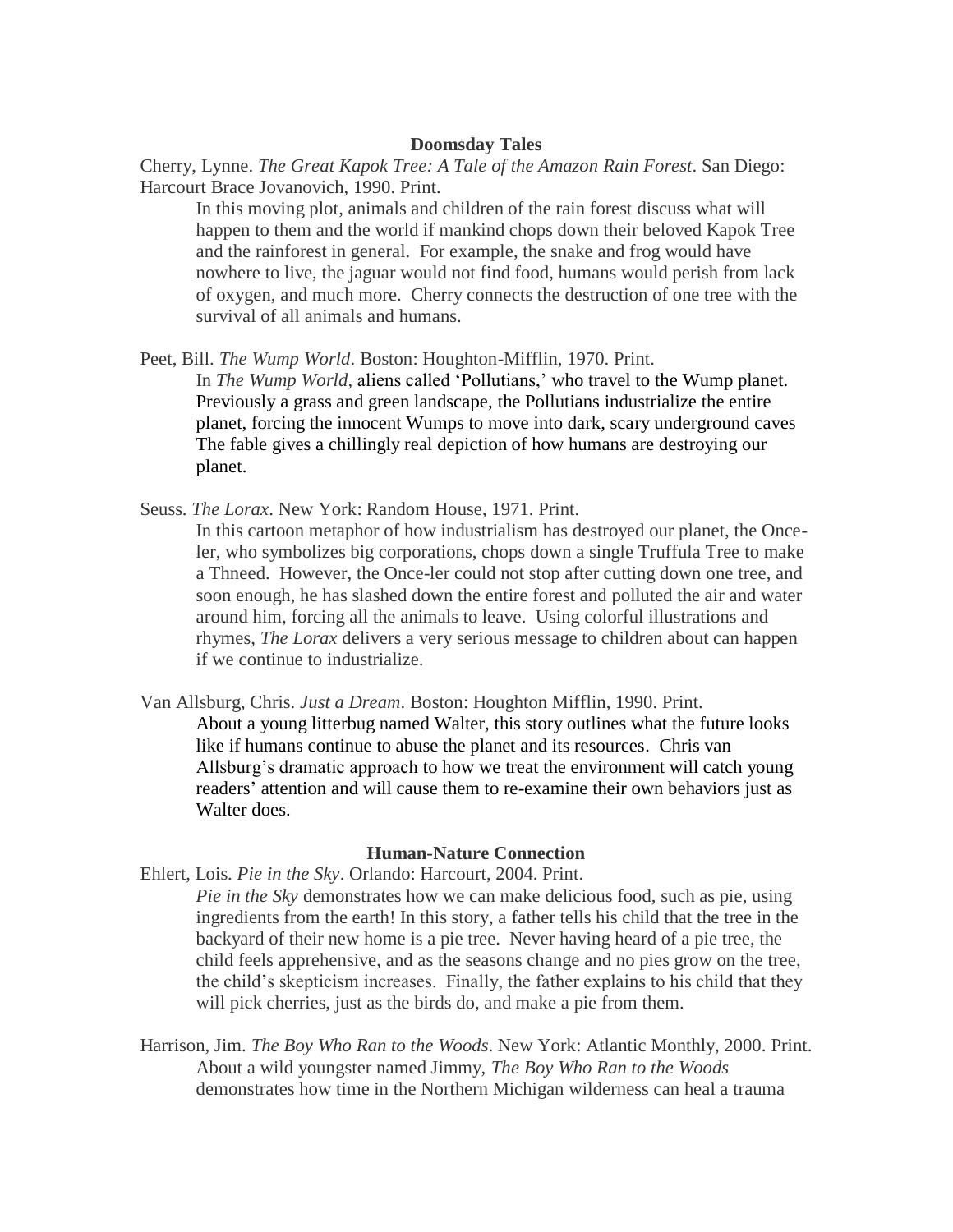**Doomsday Tales**

Cherry, Lynne. *The Great Kapok Tree: A Tale of the Amazon Rain Forest*. San Diego: Harcourt Brace Jovanovich, 1990. Print.

> In this moving plot, animals and children of the rain forest discuss what will happen to them and the world if mankind chops down their beloved Kapok Tree and the rainforest in general. For example, the snake and frog would have nowhere to live, the jaguar would not find food, humans would perish from lack of oxygen, and much more. Cherry connects the destruction of one tree with the survival of all animals and humans.

Peet, Bill. *The Wump World*. Boston: Houghton-Mifflin, 1970. Print.

> In *The Wump World*, aliens called 'Pollutians,' who travel to the Wump planet. Previously a grass and green landscape, the Pollutians industrialize the entire planet, forcing the innocent Wumps to move into dark, scary underground caves The fable gives a chillingly real depiction of how humans are destroying our planet.

Seuss. *The Lorax*. New York: Random House, 1971. Print.

> In this cartoon metaphor of how industrialism has destroyed our planet, the Once-ler, who symbolizes big corporations, chops down a single Truffula Tree to make a Thneed. However, the Once-ler could not stop after cutting down one tree, and soon enough, he has slashed down the entire forest and polluted the air and water around him, forcing all the animals to leave. Using colorful illustrations and rhymes, *The Lorax* delivers a very serious message to children about can happen if we continue to industrialize.

Van Allsburg, Chris. *Just a Dream*. Boston: Houghton Mifflin, 1990. Print.

> About a young litterbug named Walter, this story outlines what the future looks like if humans continue to abuse the planet and its resources. Chris van Allsburg's dramatic approach to how we treat the environment will catch young readers' attention and will cause them to re-examine their own behaviors just as Walter does.

**Human-Nature Connection**

Ehlert, Lois. *Pie in the Sky*. Orlando: Harcourt, 2004. Print.

> *Pie in the Sky* demonstrates how we can make delicious food, such as pie, using ingredients from the earth! In this story, a father tells his child that the tree in the backyard of their new home is a pie tree. Never having heard of a pie tree, the child feels apprehensive, and as the seasons change and no pies grow on the tree, the child's skepticism increases. Finally, the father explains to his child that they will pick cherries, just as the birds do, and make a pie from them.

Harrison, Jim. *The Boy Who Ran to the Woods*. New York: Atlantic Monthly, 2000. Print.

> About a wild youngster named Jimmy, *The Boy Who Ran to the Woods* demonstrates how time in the Northern Michigan wilderness can heal a trauma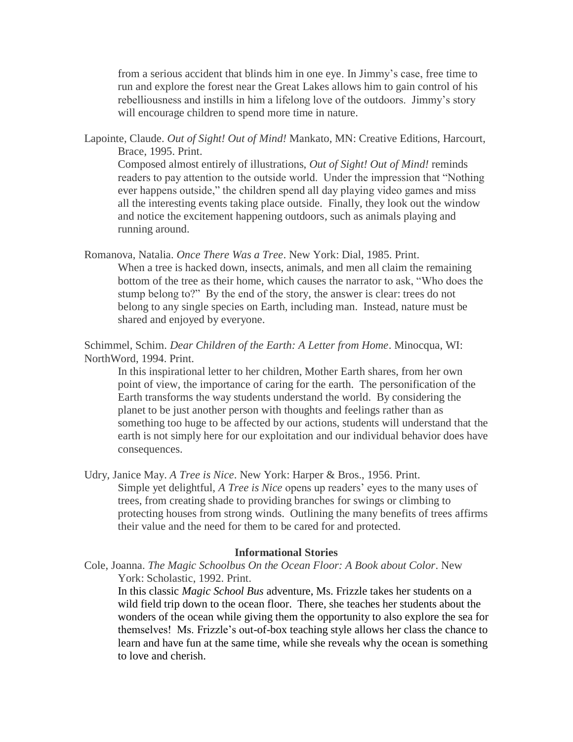from a serious accident that blinds him in one eye. In Jimmy's case, free time to run and explore the forest near the Great Lakes allows him to gain control of his rebelliousness and instills in him a lifelong love of the outdoors. Jimmy's story will encourage children to spend more time in nature.

Lapointe, Claude. *Out of Sight! Out of Mind!* Mankato, MN: Creative Editions, Harcourt, Brace, 1995. Print.

Composed almost entirely of illustrations, *Out of Sight! Out of Mind!* reminds readers to pay attention to the outside world. Under the impression that "Nothing ever happens outside," the children spend all day playing video games and miss all the interesting events taking place outside. Finally, they look out the window and notice the excitement happening outdoors, such as animals playing and running around.

Romanova, Natalia. *Once There Was a Tree*. New York: Dial, 1985. Print.

When a tree is hacked down, insects, animals, and men all claim the remaining bottom of the tree as their home, which causes the narrator to ask, "Who does the stump belong to?" By the end of the story, the answer is clear: trees do not belong to any single species on Earth, including man. Instead, nature must be shared and enjoyed by everyone.

Schimmel, Schim. *Dear Children of the Earth: A Letter from Home*. Minocqua, WI: NorthWord, 1994. Print.

In this inspirational letter to her children, Mother Earth shares, from her own point of view, the importance of caring for the earth. The personification of the Earth transforms the way students understand the world. By considering the planet to be just another person with thoughts and feelings rather than as something too huge to be affected by our actions, students will understand that the earth is not simply here for our exploitation and our individual behavior does have consequences.

Udry, Janice May. *A Tree is Nice*. New York: Harper & Bros., 1956. Print.

Simple yet delightful, *A Tree is Nice* opens up readers' eyes to the many uses of trees, from creating shade to providing branches for swings or climbing to protecting houses from strong winds. Outlining the many benefits of trees affirms their value and the need for them to be cared for and protected.

**Informational Stories**

Cole, Joanna. *The Magic Schoolbus On the Ocean Floor: A Book about Color*. New York: Scholastic, 1992. Print.

In this classic *Magic School Bus* adventure, Ms. Frizzle takes her students on a wild field trip down to the ocean floor. There, she teaches her students about the wonders of the ocean while giving them the opportunity to also explore the sea for themselves! Ms. Frizzle's out-of-box teaching style allows her class the chance to learn and have fun at the same time, while she reveals why the ocean is something to love and cherish.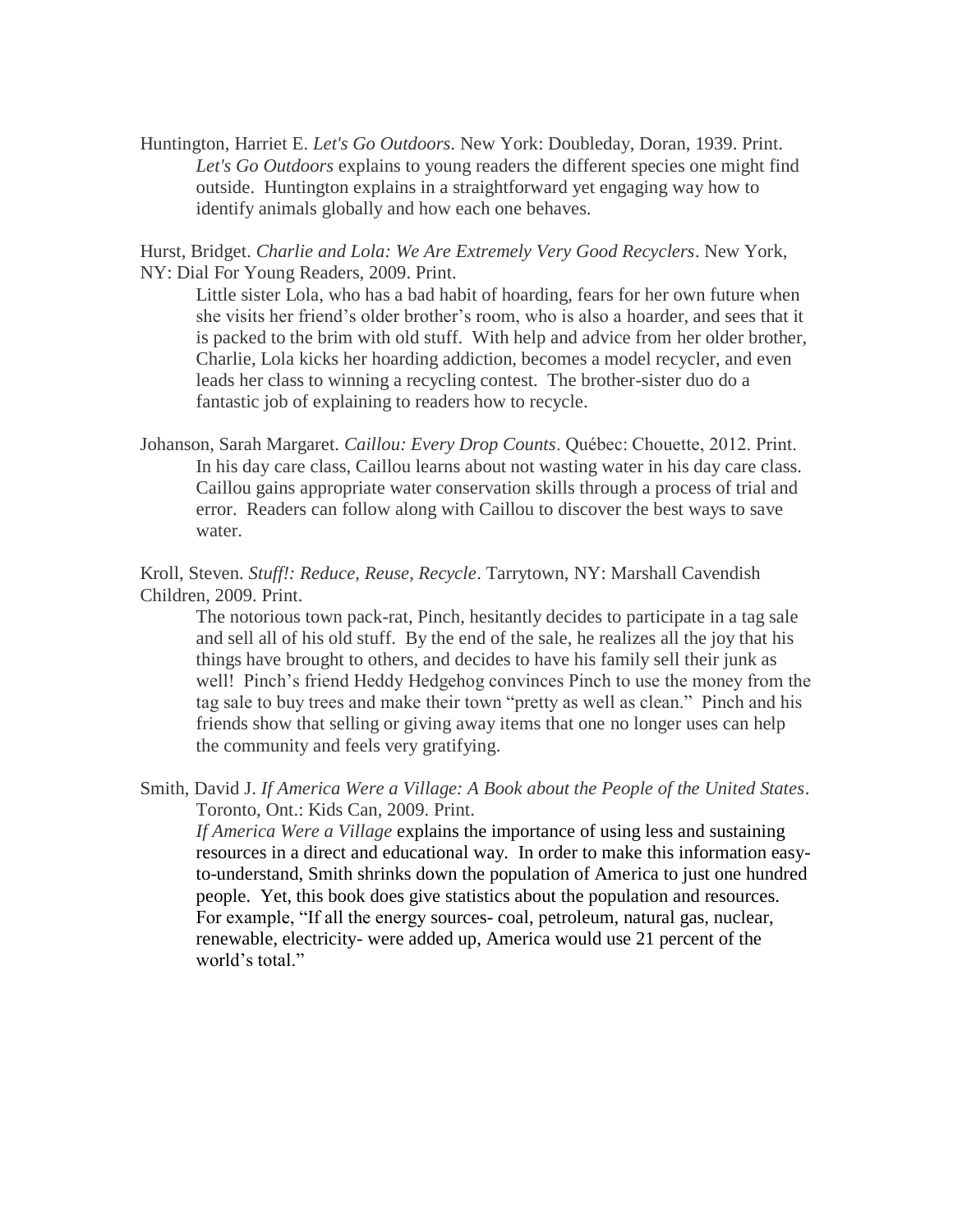Huntington, Harriet E. *Let's Go Outdoors*. New York: Doubleday, Doran, 1939. Print.

*Let's Go Outdoors* explains to young readers the different species one might find outside. Huntington explains in a straightforward yet engaging way how to identify animals globally and how each one behaves.

Hurst, Bridget. *Charlie and Lola: We Are Extremely Very Good Recyclers*. New York, NY: Dial For Young Readers, 2009. Print.

Little sister Lola, who has a bad habit of hoarding, fears for her own future when she visits her friend's older brother's room, who is also a hoarder, and sees that it is packed to the brim with old stuff. With help and advice from her older brother, Charlie, Lola kicks her hoarding addiction, becomes a model recycler, and even leads her class to winning a recycling contest. The brother-sister duo do a fantastic job of explaining to readers how to recycle.

Johanson, Sarah Margaret. *Caillou: Every Drop Counts*. Québec: Chouette, 2012. Print.

In his day care class, Caillou learns about not wasting water in his day care class. Caillou gains appropriate water conservation skills through a process of trial and error. Readers can follow along with Caillou to discover the best ways to save water.

Kroll, Steven. *Stuff!: Reduce, Reuse, Recycle*. Tarrytown, NY: Marshall Cavendish Children, 2009. Print.

The notorious town pack-rat, Pinch, hesitantly decides to participate in a tag sale and sell all of his old stuff. By the end of the sale, he realizes all the joy that his things have brought to others, and decides to have his family sell their junk as well! Pinch's friend Heddy Hedgehog convinces Pinch to use the money from the tag sale to buy trees and make their town "pretty as well as clean." Pinch and his friends show that selling or giving away items that one no longer uses can help the community and feels very gratifying.

Smith, David J. *If America Were a Village: A Book about the People of the United States*. Toronto, Ont.: Kids Can, 2009. Print.

*If America Were a Village* explains the importance of using less and sustaining resources in a direct and educational way. In order to make this information easy-to-understand, Smith shrinks down the population of America to just one hundred people. Yet, this book does give statistics about the population and resources. For example, "If all the energy sources- coal, petroleum, natural gas, nuclear, renewable, electricity- were added up, America would use 21 percent of the world's total."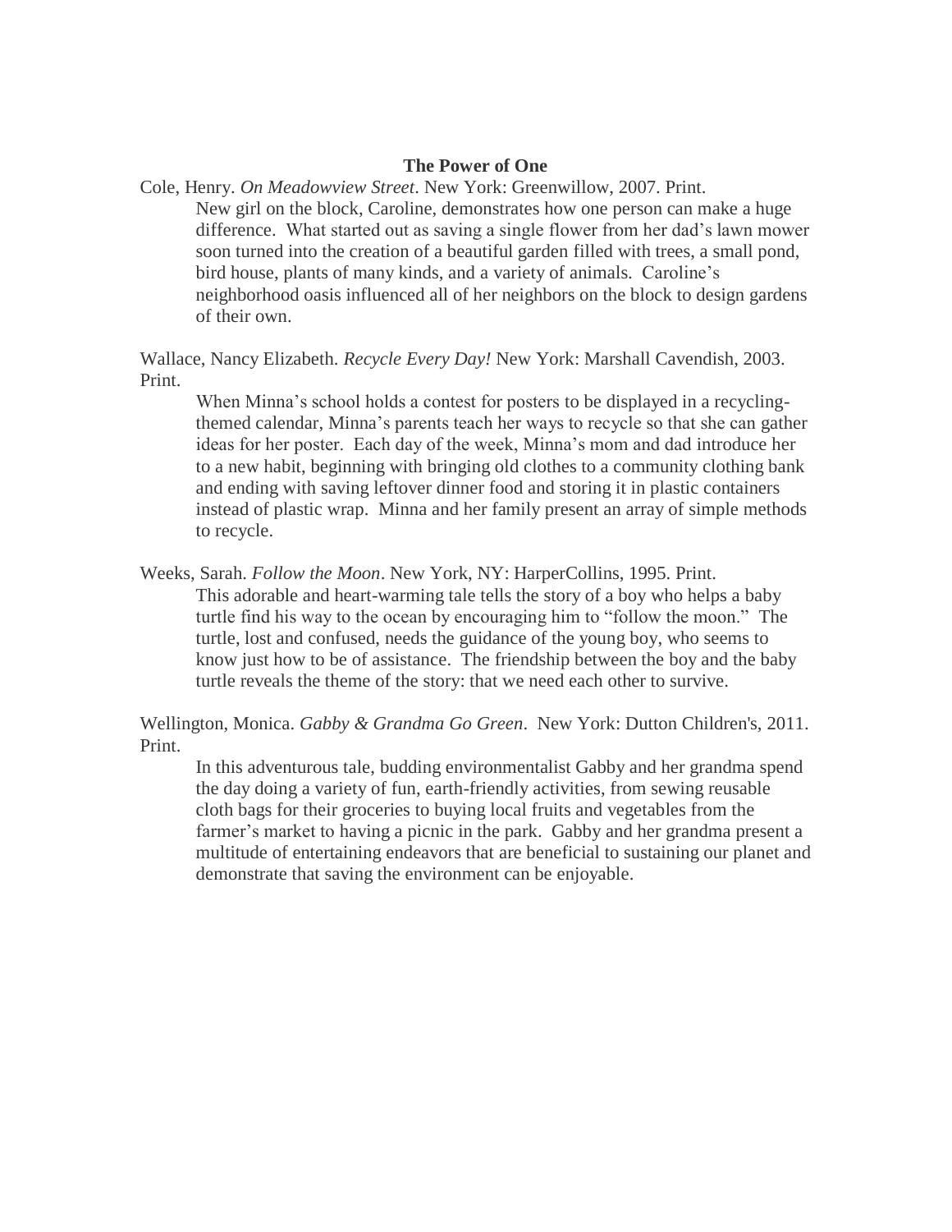**The Power of One**

Cole, Henry. *On Meadowview Street*. New York: Greenwillow, 2007. Print.

New girl on the block, Caroline, demonstrates how one person can make a huge difference. What started out as saving a single flower from her dad's lawn mower soon turned into the creation of a beautiful garden filled with trees, a small pond, bird house, plants of many kinds, and a variety of animals. Caroline's neighborhood oasis influenced all of her neighbors on the block to design gardens of their own.

Wallace, Nancy Elizabeth. *Recycle Every Day!* New York: Marshall Cavendish, 2003. Print.

When Minna's school holds a contest for posters to be displayed in a recycling-themed calendar, Minna's parents teach her ways to recycle so that she can gather ideas for her poster. Each day of the week, Minna's mom and dad introduce her to a new habit, beginning with bringing old clothes to a community clothing bank and ending with saving leftover dinner food and storing it in plastic containers instead of plastic wrap. Minna and her family present an array of simple methods to recycle.

Weeks, Sarah. *Follow the Moon*. New York, NY: HarperCollins, 1995. Print.

This adorable and heart-warming tale tells the story of a boy who helps a baby turtle find his way to the ocean by encouraging him to "follow the moon." The turtle, lost and confused, needs the guidance of the young boy, who seems to know just how to be of assistance. The friendship between the boy and the baby turtle reveals the theme of the story: that we need each other to survive.

Wellington, Monica. *Gabby & Grandma Go Green*. New York: Dutton Children's, 2011. Print.

In this adventurous tale, budding environmentalist Gabby and her grandma spend the day doing a variety of fun, earth-friendly activities, from sewing reusable cloth bags for their groceries to buying local fruits and vegetables from the farmer's market to having a picnic in the park. Gabby and her grandma present a multitude of entertaining endeavors that are beneficial to sustaining our planet and demonstrate that saving the environment can be enjoyable.